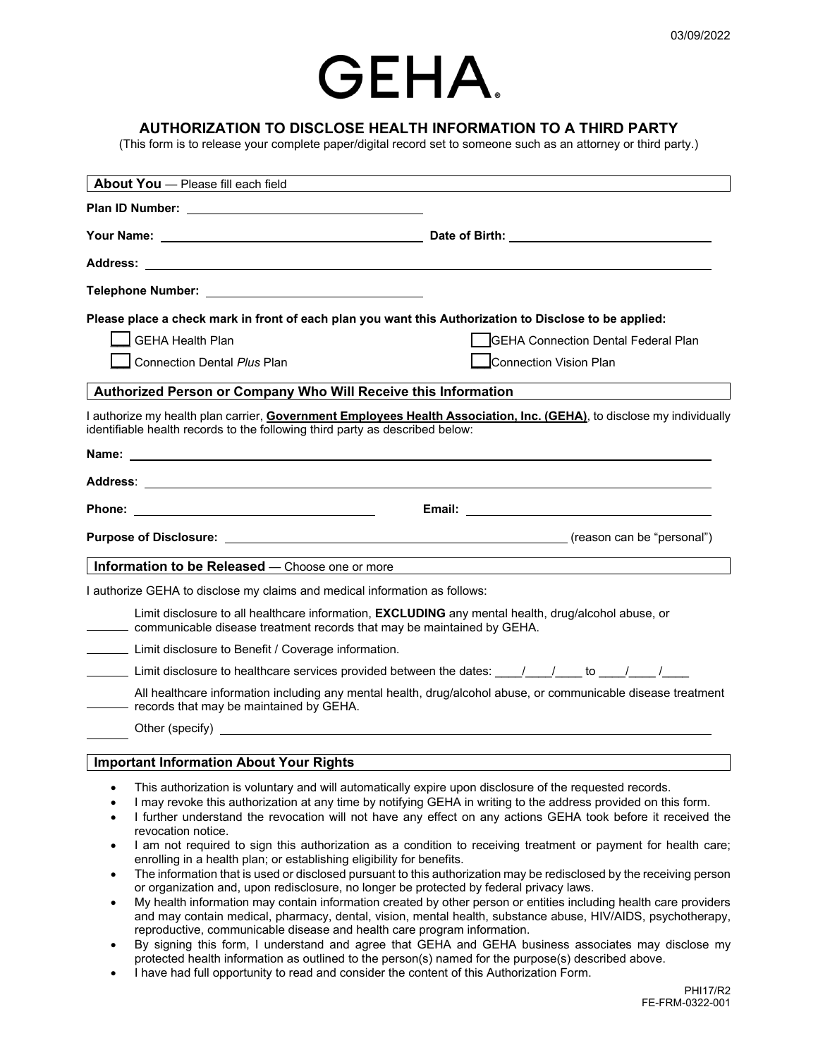03/09/2022

# GEHA

## AUTHORIZATION TO DISCLOSE HEALTH INFORMATION TO A THIRD PARTY

(This form is to release your complete paper/digital record set to someone such as an attorney or third party.)

### About You — Please fill each field

**Plan ID Number:** ______________________________

**Your Name:** ______________________________ **Date of Birth:** ______________________________

**Address:** ____________________________________________________________

**Telephone Number:** ______________________________

**Please place a check mark in front of each plan you want this Authorization to Disclose to be applied:**

- ☐ GEHA Health Plan
- ☐ GEHA Connection Dental Federal Plan
- ☐ Connection Dental *Plus* Plan
- ☐ Connection Vision Plan

### Authorized Person or Company Who Will Receive this Information

I authorize my health plan carrier, **Government Employees Health Association, Inc. (GEHA)**, to disclose my individually identifiable health records to the following third party as described below:

**Name:** ____________________________________________________________

**Address**: ____________________________________________________________

**Phone:** ______________________________ **Email:** ______________________________

**Purpose of Disclosure:** ______________________________ (reason can be "personal")

### Information to be Released — Choose one or more

I authorize GEHA to disclose my claims and medical information as follows:

_______ Limit disclosure to all healthcare information, **EXCLUDING** any mental health, drug/alcohol abuse, or communicable disease treatment records that may be maintained by GEHA.

_______ Limit disclosure to Benefit / Coverage information.

_______ Limit disclosure to healthcare services provided between the dates: ____/____/____ to ____/____ /____

_______ All healthcare information including any mental health, drug/alcohol abuse, or communicable disease treatment records that may be maintained by GEHA.

_______ Other (specify) ____________________________________________________________

### Important Information About Your Rights

- This authorization is voluntary and will automatically expire upon disclosure of the requested records.
- I may revoke this authorization at any time by notifying GEHA in writing to the address provided on this form.
- I further understand the revocation will not have any effect on any actions GEHA took before it received the revocation notice.
- I am not required to sign this authorization as a condition to receiving treatment or payment for health care; enrolling in a health plan; or establishing eligibility for benefits.
- The information that is used or disclosed pursuant to this authorization may be redisclosed by the receiving person or organization and, upon redisclosure, no longer be protected by federal privacy laws.
- My health information may contain information created by other person or entities including health care providers and may contain medical, pharmacy, dental, vision, mental health, substance abuse, HIV/AIDS, psychotherapy, reproductive, communicable disease and health care program information.
- By signing this form, I understand and agree that GEHA and GEHA business associates may disclose my protected health information as outlined to the person(s) named for the purpose(s) described above.
- I have had full opportunity to read and consider the content of this Authorization Form.

PHI17/R2
FE-FRM-0322-001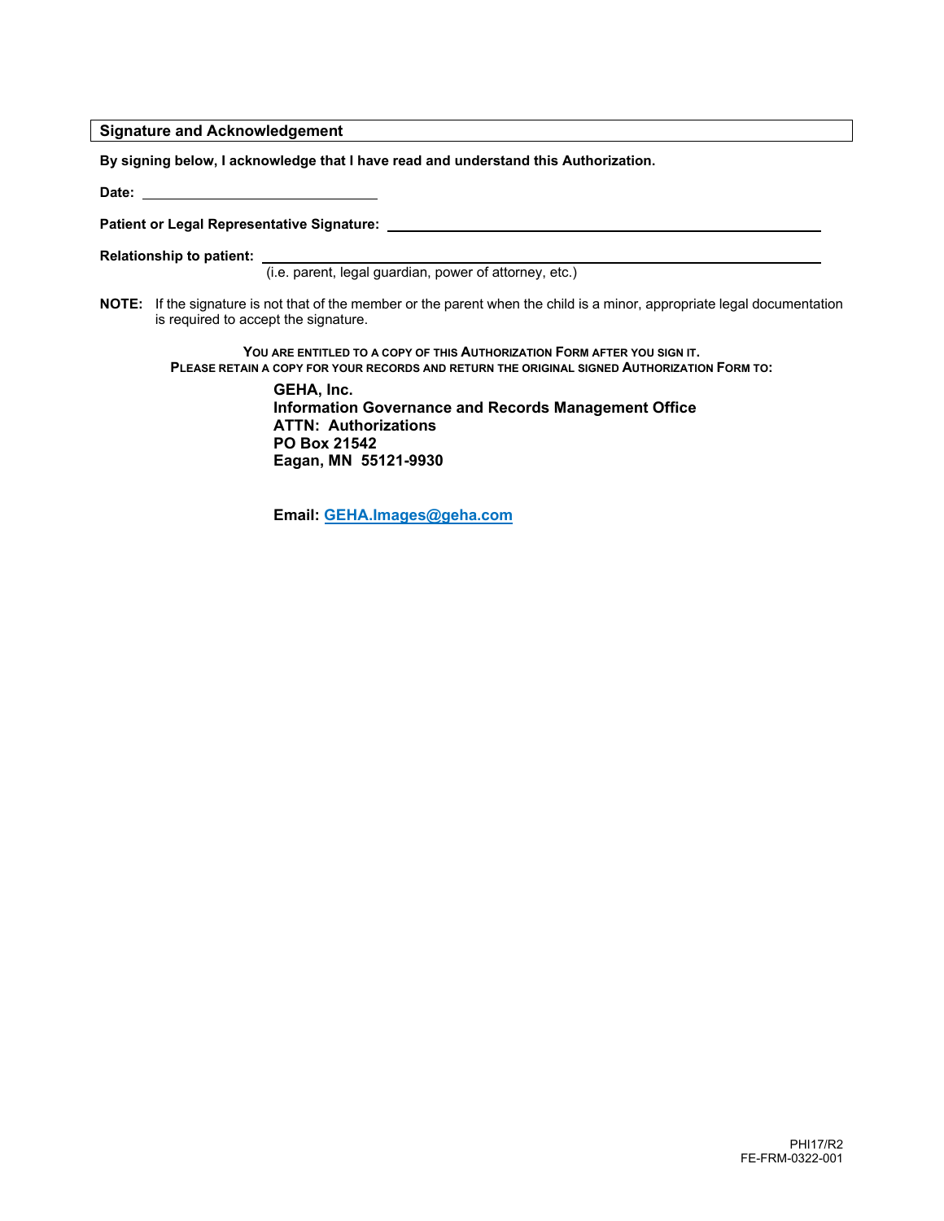## Signature and Acknowledgement

**By signing below, I acknowledge that I have read and understand this Authorization.**

**Date:** ______________________________

**Patient or Legal Representative Signature:** ______________________________________________________

**Relationship to patient:** ______________________________________________________
(i.e. parent, legal guardian, power of attorney, etc.)

**NOTE:** If the signature is not that of the member or the parent when the child is a minor, appropriate legal documentation is required to accept the signature.

YOU ARE ENTITLED TO A COPY OF THIS AUTHORIZATION FORM AFTER YOU SIGN IT.
PLEASE RETAIN A COPY FOR YOUR RECORDS AND RETURN THE ORIGINAL SIGNED AUTHORIZATION FORM TO:

**GEHA, Inc.**
**Information Governance and Records Management Office**
**ATTN: Authorizations**
**PO Box 21542**
**Eagan, MN 55121-9930**

**Email:** GEHA.Images@geha.com

PHI17/R2
FE-FRM-0322-001